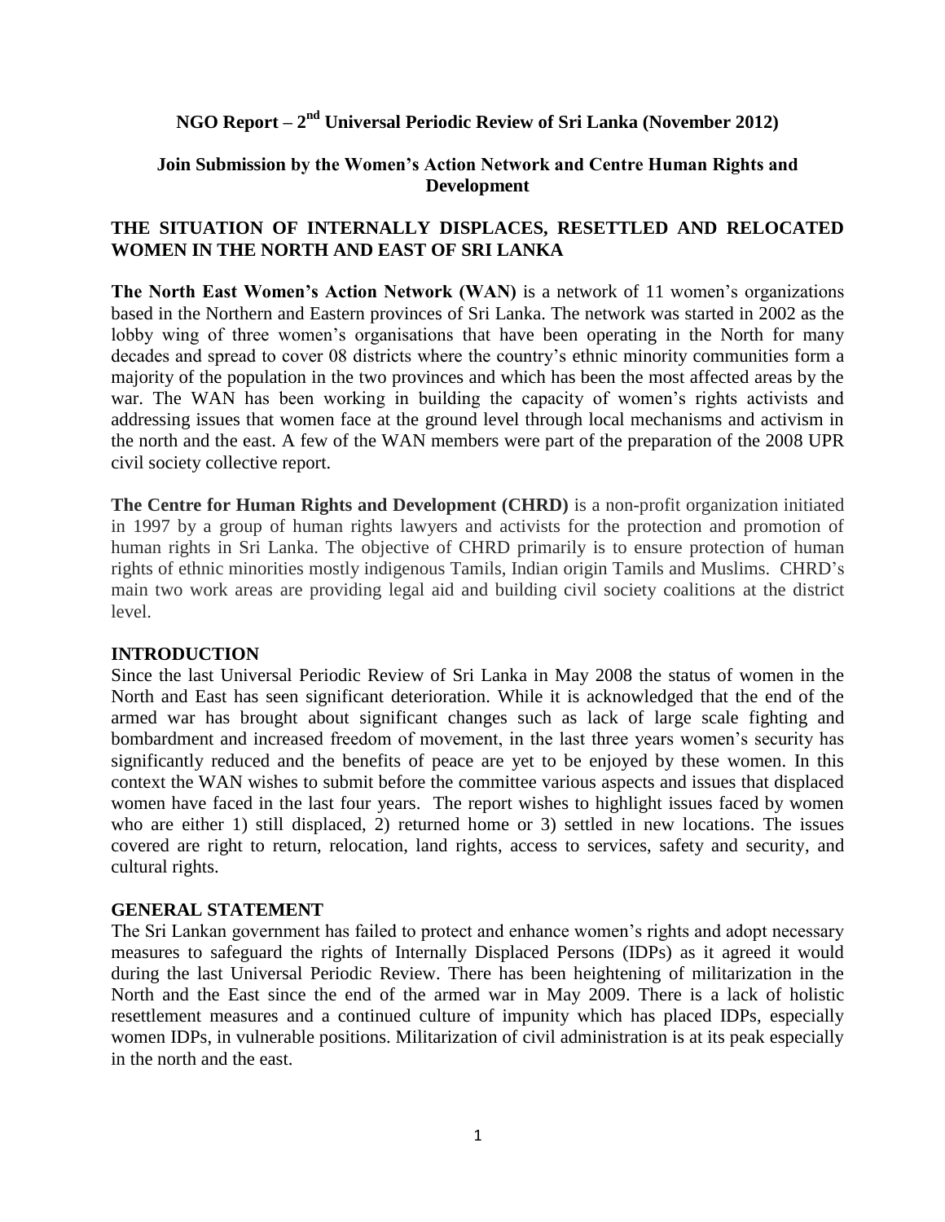# NGO Report – 2nd Universal Periodic Review of Sri Lanka (November 2012)

## Join Submission by the Women's Action Network and Centre Human Rights and Development

## THE SITUATION OF INTERNALLY DISPLACES, RESETTLED AND RELOCATED WOMEN IN THE NORTH AND EAST OF SRI LANKA

**The North East Women's Action Network (WAN)** is a network of 11 women's organizations based in the Northern and Eastern provinces of Sri Lanka. The network was started in 2002 as the lobby wing of three women's organisations that have been operating in the North for many decades and spread to cover 08 districts where the country's ethnic minority communities form a majority of the population in the two provinces and which has been the most affected areas by the war. The WAN has been working in building the capacity of women's rights activists and addressing issues that women face at the ground level through local mechanisms and activism in the north and the east. A few of the WAN members were part of the preparation of the 2008 UPR civil society collective report.

**The Centre for Human Rights and Development (CHRD)** is a non-profit organization initiated in 1997 by a group of human rights lawyers and activists for the protection and promotion of human rights in Sri Lanka. The objective of CHRD primarily is to ensure protection of human rights of ethnic minorities mostly indigenous Tamils, Indian origin Tamils and Muslims. CHRD's main two work areas are providing legal aid and building civil society coalitions at the district level.

### INTRODUCTION

Since the last Universal Periodic Review of Sri Lanka in May 2008 the status of women in the North and East has seen significant deterioration. While it is acknowledged that the end of the armed war has brought about significant changes such as lack of large scale fighting and bombardment and increased freedom of movement, in the last three years women's security has significantly reduced and the benefits of peace are yet to be enjoyed by these women. In this context the WAN wishes to submit before the committee various aspects and issues that displaced women have faced in the last four years. The report wishes to highlight issues faced by women who are either 1) still displaced, 2) returned home or 3) settled in new locations. The issues covered are right to return, relocation, land rights, access to services, safety and security, and cultural rights.

### GENERAL STATEMENT

The Sri Lankan government has failed to protect and enhance women's rights and adopt necessary measures to safeguard the rights of Internally Displaced Persons (IDPs) as it agreed it would during the last Universal Periodic Review. There has been heightening of militarization in the North and the East since the end of the armed war in May 2009. There is a lack of holistic resettlement measures and a continued culture of impunity which has placed IDPs, especially women IDPs, in vulnerable positions. Militarization of civil administration is at its peak especially in the north and the east.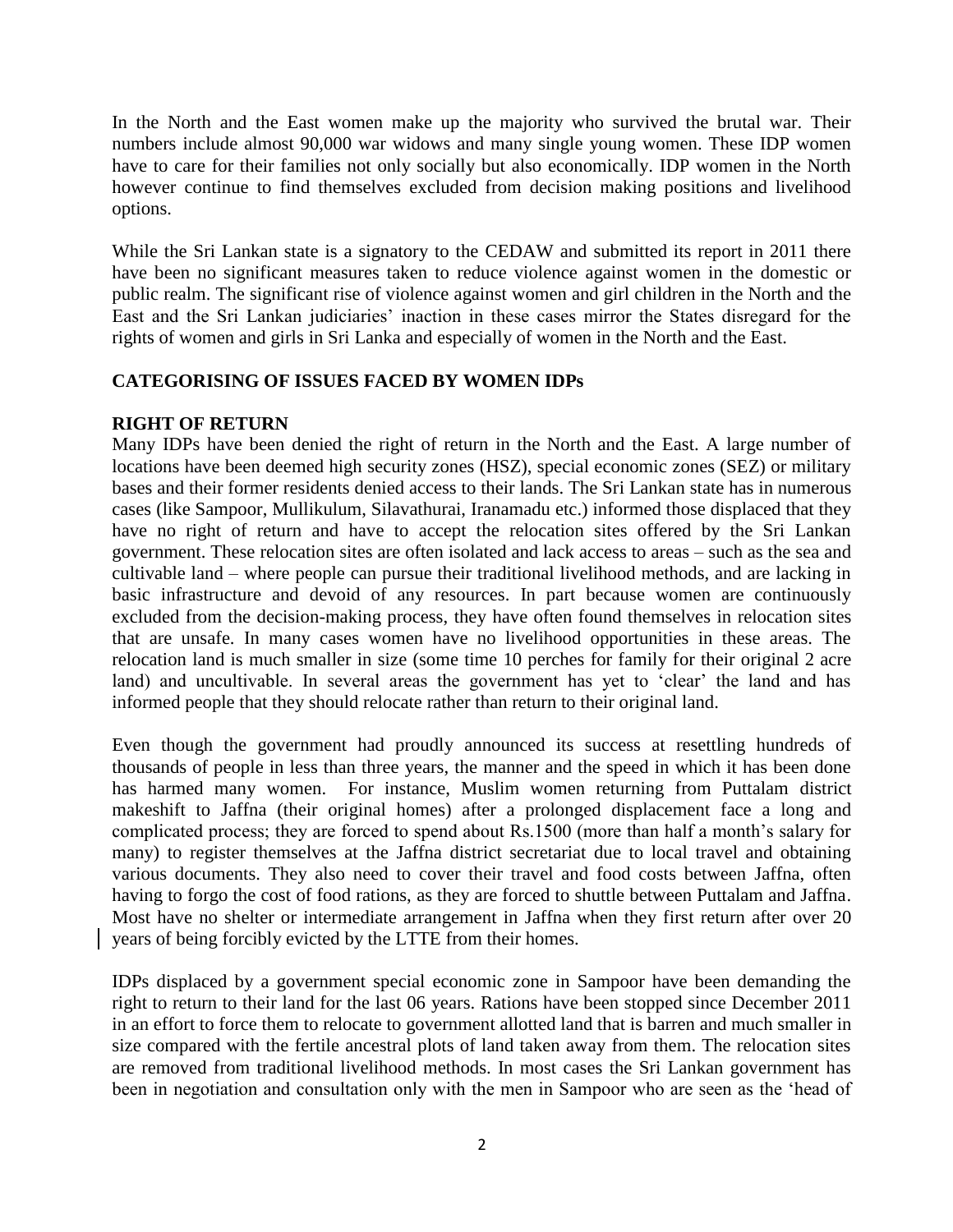In the North and the East women make up the majority who survived the brutal war. Their numbers include almost 90,000 war widows and many single young women. These IDP women have to care for their families not only socially but also economically. IDP women in the North however continue to find themselves excluded from decision making positions and livelihood options.

While the Sri Lankan state is a signatory to the CEDAW and submitted its report in 2011 there have been no significant measures taken to reduce violence against women in the domestic or public realm. The significant rise of violence against women and girl children in the North and the East and the Sri Lankan judiciaries' inaction in these cases mirror the States disregard for the rights of women and girls in Sri Lanka and especially of women in the North and the East.

## CATEGORISING OF ISSUES FACED BY WOMEN IDPs

### RIGHT OF RETURN

Many IDPs have been denied the right of return in the North and the East. A large number of locations have been deemed high security zones (HSZ), special economic zones (SEZ) or military bases and their former residents denied access to their lands. The Sri Lankan state has in numerous cases (like Sampoor, Mullikulum, Silavathurai, Iranamadu etc.) informed those displaced that they have no right of return and have to accept the relocation sites offered by the Sri Lankan government. These relocation sites are often isolated and lack access to areas – such as the sea and cultivable land – where people can pursue their traditional livelihood methods, and are lacking in basic infrastructure and devoid of any resources. In part because women are continuously excluded from the decision-making process, they have often found themselves in relocation sites that are unsafe. In many cases women have no livelihood opportunities in these areas. The relocation land is much smaller in size (some time 10 perches for family for their original 2 acre land) and uncultivable. In several areas the government has yet to 'clear' the land and has informed people that they should relocate rather than return to their original land.

Even though the government had proudly announced its success at resettling hundreds of thousands of people in less than three years, the manner and the speed in which it has been done has harmed many women. For instance, Muslim women returning from Puttalam district makeshift to Jaffna (their original homes) after a prolonged displacement face a long and complicated process; they are forced to spend about Rs.1500 (more than half a month's salary for many) to register themselves at the Jaffna district secretariat due to local travel and obtaining various documents. They also need to cover their travel and food costs between Jaffna, often having to forgo the cost of food rations, as they are forced to shuttle between Puttalam and Jaffna. Most have no shelter or intermediate arrangement in Jaffna when they first return after over 20 years of being forcibly evicted by the LTTE from their homes.

IDPs displaced by a government special economic zone in Sampoor have been demanding the right to return to their land for the last 06 years. Rations have been stopped since December 2011 in an effort to force them to relocate to government allotted land that is barren and much smaller in size compared with the fertile ancestral plots of land taken away from them. The relocation sites are removed from traditional livelihood methods. In most cases the Sri Lankan government has been in negotiation and consultation only with the men in Sampoor who are seen as the 'head of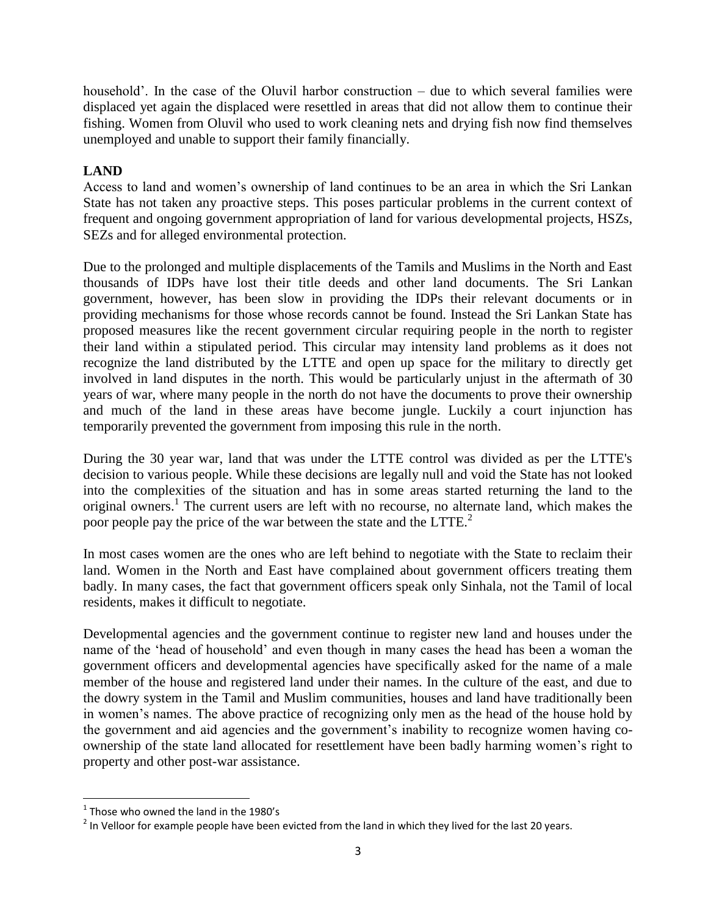household'. In the case of the Oluvil harbor construction – due to which several families were displaced yet again the displaced were resettled in areas that did not allow them to continue their fishing. Women from Oluvil who used to work cleaning nets and drying fish now find themselves unemployed and unable to support their family financially.

**LAND**

Access to land and women's ownership of land continues to be an area in which the Sri Lankan State has not taken any proactive steps. This poses particular problems in the current context of frequent and ongoing government appropriation of land for various developmental projects, HSZs, SEZs and for alleged environmental protection.

Due to the prolonged and multiple displacements of the Tamils and Muslims in the North and East thousands of IDPs have lost their title deeds and other land documents. The Sri Lankan government, however, has been slow in providing the IDPs their relevant documents or in providing mechanisms for those whose records cannot be found. Instead the Sri Lankan State has proposed measures like the recent government circular requiring people in the north to register their land within a stipulated period. This circular may intensity land problems as it does not recognize the land distributed by the LTTE and open up space for the military to directly get involved in land disputes in the north. This would be particularly unjust in the aftermath of 30 years of war, where many people in the north do not have the documents to prove their ownership and much of the land in these areas have become jungle. Luckily a court injunction has temporarily prevented the government from imposing this rule in the north.

During the 30 year war, land that was under the LTTE control was divided as per the LTTE's decision to various people. While these decisions are legally null and void the State has not looked into the complexities of the situation and has in some areas started returning the land to the original owners.[1] The current users are left with no recourse, no alternate land, which makes the poor people pay the price of the war between the state and the LTTE.[2]

In most cases women are the ones who are left behind to negotiate with the State to reclaim their land. Women in the North and East have complained about government officers treating them badly. In many cases, the fact that government officers speak only Sinhala, not the Tamil of local residents, makes it difficult to negotiate.

Developmental agencies and the government continue to register new land and houses under the name of the 'head of household' and even though in many cases the head has been a woman the government officers and developmental agencies have specifically asked for the name of a male member of the house and registered land under their names. In the culture of the east, and due to the dowry system in the Tamil and Muslim communities, houses and land have traditionally been in women's names. The above practice of recognizing only men as the head of the house hold by the government and aid agencies and the government's inability to recognize women having co-ownership of the state land allocated for resettlement have been badly harming women's right to property and other post-war assistance.

---

[1] Those who owned the land in the 1980's

[2] In Velloor for example people have been evicted from the land in which they lived for the last 20 years.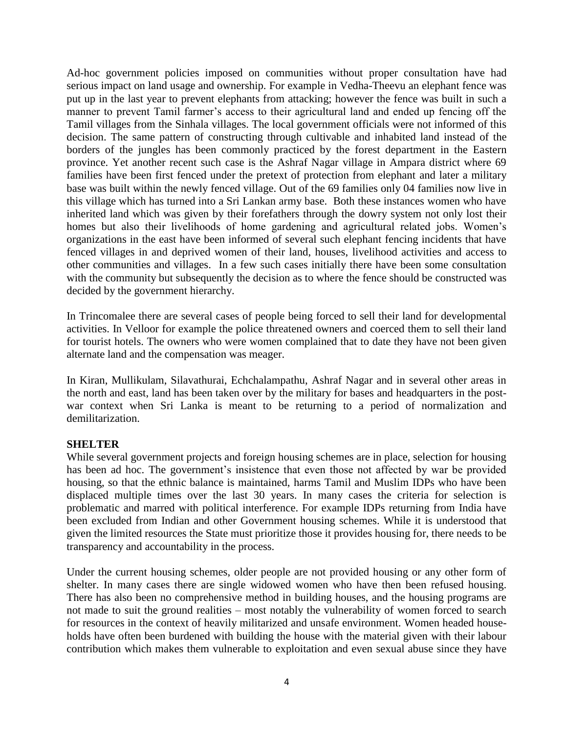Ad-hoc government policies imposed on communities without proper consultation have had serious impact on land usage and ownership. For example in Vedha-Theevu an elephant fence was put up in the last year to prevent elephants from attacking; however the fence was built in such a manner to prevent Tamil farmer's access to their agricultural land and ended up fencing off the Tamil villages from the Sinhala villages. The local government officials were not informed of this decision. The same pattern of constructing through cultivable and inhabited land instead of the borders of the jungles has been commonly practiced by the forest department in the Eastern province. Yet another recent such case is the Ashraf Nagar village in Ampara district where 69 families have been first fenced under the pretext of protection from elephant and later a military base was built within the newly fenced village. Out of the 69 families only 04 families now live in this village which has turned into a Sri Lankan army base. Both these instances women who have inherited land which was given by their forefathers through the dowry system not only lost their homes but also their livelihoods of home gardening and agricultural related jobs. Women's organizations in the east have been informed of several such elephant fencing incidents that have fenced villages in and deprived women of their land, houses, livelihood activities and access to other communities and villages. In a few such cases initially there have been some consultation with the community but subsequently the decision as to where the fence should be constructed was decided by the government hierarchy.

In Trincomalee there are several cases of people being forced to sell their land for developmental activities. In Velloor for example the police threatened owners and coerced them to sell their land for tourist hotels. The owners who were women complained that to date they have not been given alternate land and the compensation was meager.

In Kiran, Mullikulam, Silavathurai, Echchalampathu, Ashraf Nagar and in several other areas in the north and east, land has been taken over by the military for bases and headquarters in the post-war context when Sri Lanka is meant to be returning to a period of normalization and demilitarization.

**SHELTER**

While several government projects and foreign housing schemes are in place, selection for housing has been ad hoc. The government's insistence that even those not affected by war be provided housing, so that the ethnic balance is maintained, harms Tamil and Muslim IDPs who have been displaced multiple times over the last 30 years. In many cases the criteria for selection is problematic and marred with political interference. For example IDPs returning from India have been excluded from Indian and other Government housing schemes. While it is understood that given the limited resources the State must prioritize those it provides housing for, there needs to be transparency and accountability in the process.

Under the current housing schemes, older people are not provided housing or any other form of shelter. In many cases there are single widowed women who have then been refused housing. There has also been no comprehensive method in building houses, and the housing programs are not made to suit the ground realities – most notably the vulnerability of women forced to search for resources in the context of heavily militarized and unsafe environment. Women headed households have often been burdened with building the house with the material given with their labour contribution which makes them vulnerable to exploitation and even sexual abuse since they have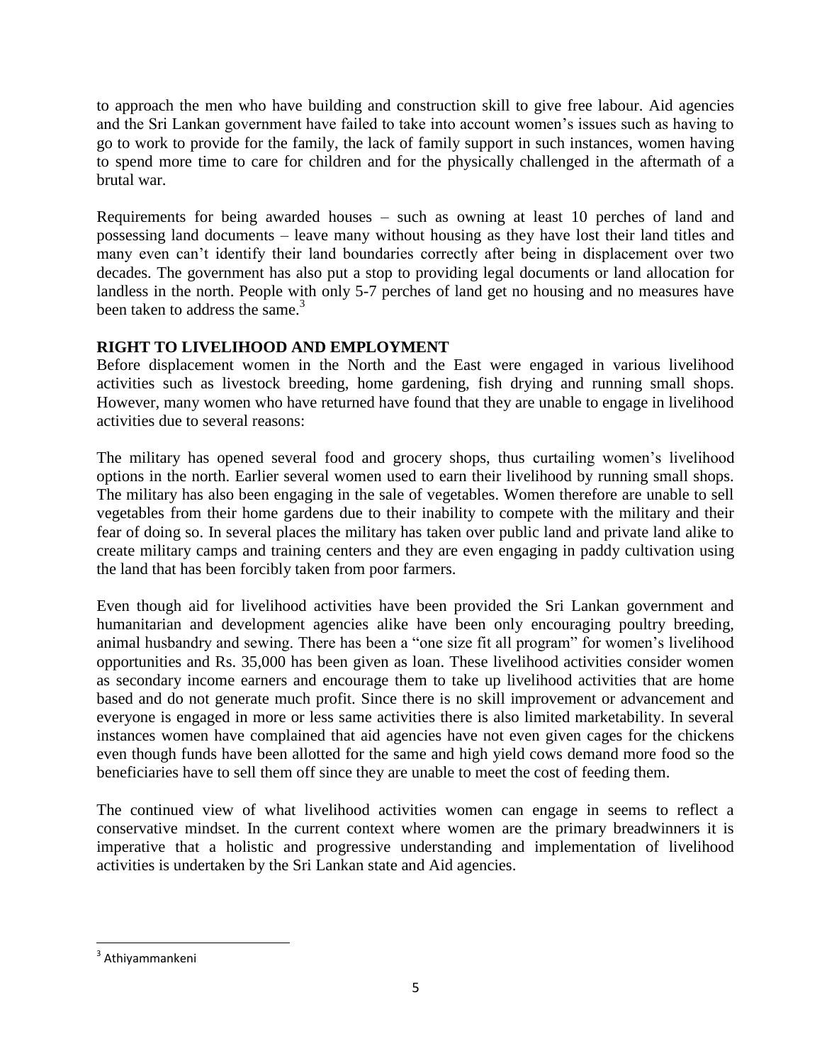to approach the men who have building and construction skill to give free labour. Aid agencies and the Sri Lankan government have failed to take into account women's issues such as having to go to work to provide for the family, the lack of family support in such instances, women having to spend more time to care for children and for the physically challenged in the aftermath of a brutal war.

Requirements for being awarded houses – such as owning at least 10 perches of land and possessing land documents – leave many without housing as they have lost their land titles and many even can't identify their land boundaries correctly after being in displacement over two decades. The government has also put a stop to providing legal documents or land allocation for landless in the north. People with only 5-7 perches of land get no housing and no measures have been taken to address the same.[3]

## RIGHT TO LIVELIHOOD AND EMPLOYMENT

Before displacement women in the North and the East were engaged in various livelihood activities such as livestock breeding, home gardening, fish drying and running small shops. However, many women who have returned have found that they are unable to engage in livelihood activities due to several reasons:

The military has opened several food and grocery shops, thus curtailing women's livelihood options in the north. Earlier several women used to earn their livelihood by running small shops. The military has also been engaging in the sale of vegetables. Women therefore are unable to sell vegetables from their home gardens due to their inability to compete with the military and their fear of doing so. In several places the military has taken over public land and private land alike to create military camps and training centers and they are even engaging in paddy cultivation using the land that has been forcibly taken from poor farmers.

Even though aid for livelihood activities have been provided the Sri Lankan government and humanitarian and development agencies alike have been only encouraging poultry breeding, animal husbandry and sewing. There has been a "one size fit all program" for women's livelihood opportunities and Rs. 35,000 has been given as loan. These livelihood activities consider women as secondary income earners and encourage them to take up livelihood activities that are home based and do not generate much profit. Since there is no skill improvement or advancement and everyone is engaged in more or less same activities there is also limited marketability. In several instances women have complained that aid agencies have not even given cages for the chickens even though funds have been allotted for the same and high yield cows demand more food so the beneficiaries have to sell them off since they are unable to meet the cost of feeding them.

The continued view of what livelihood activities women can engage in seems to reflect a conservative mindset. In the current context where women are the primary breadwinners it is imperative that a holistic and progressive understanding and implementation of livelihood activities is undertaken by the Sri Lankan state and Aid agencies.

---

[3] Athiyammankeni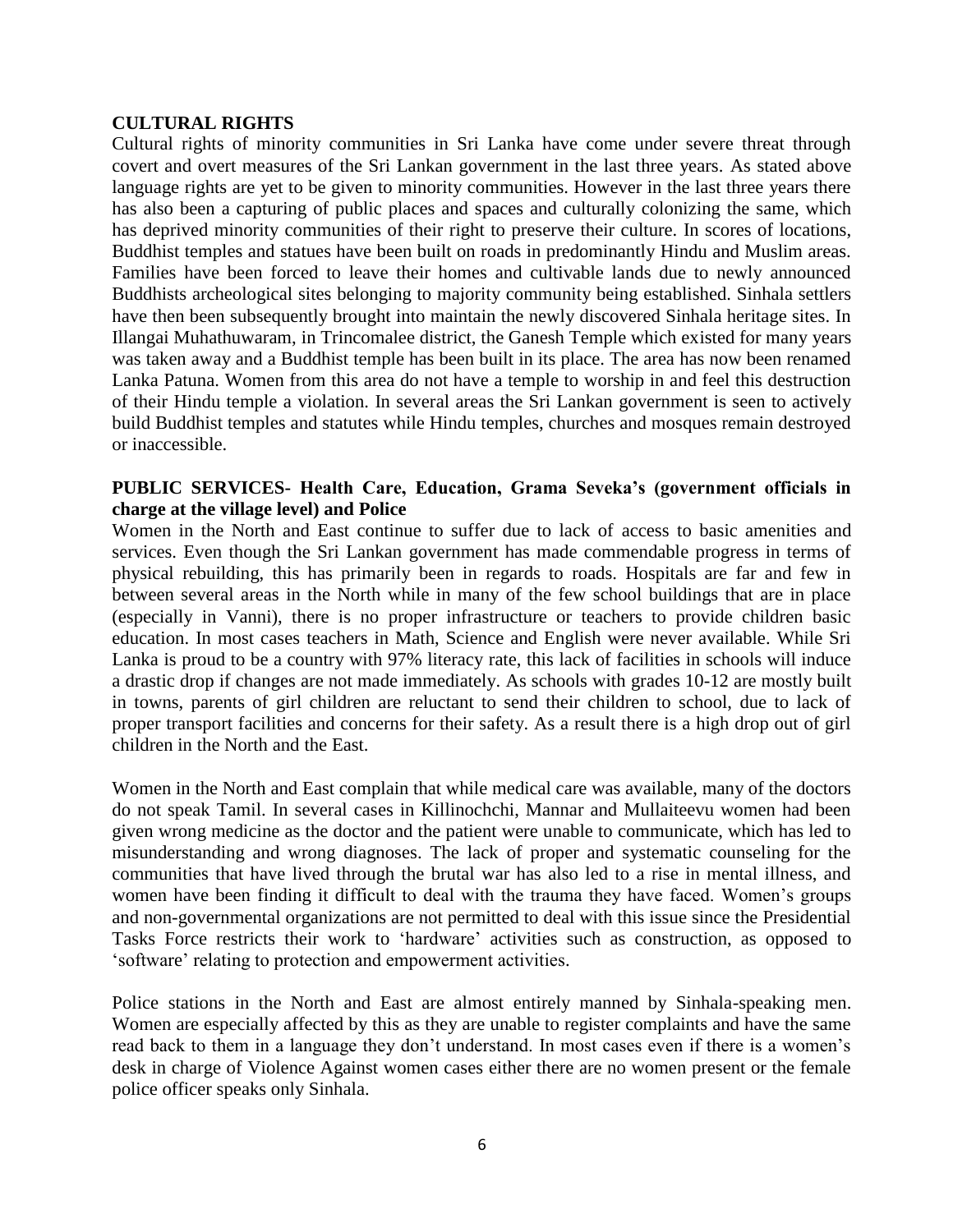## CULTURAL RIGHTS

Cultural rights of minority communities in Sri Lanka have come under severe threat through covert and overt measures of the Sri Lankan government in the last three years. As stated above language rights are yet to be given to minority communities. However in the last three years there has also been a capturing of public places and spaces and culturally colonizing the same, which has deprived minority communities of their right to preserve their culture. In scores of locations, Buddhist temples and statues have been built on roads in predominantly Hindu and Muslim areas. Families have been forced to leave their homes and cultivable lands due to newly announced Buddhists archeological sites belonging to majority community being established. Sinhala settlers have then been subsequently brought into maintain the newly discovered Sinhala heritage sites. In Illangai Muhathuwaram, in Trincomalee district, the Ganesh Temple which existed for many years was taken away and a Buddhist temple has been built in its place. The area has now been renamed Lanka Patuna. Women from this area do not have a temple to worship in and feel this destruction of their Hindu temple a violation. In several areas the Sri Lankan government is seen to actively build Buddhist temples and statutes while Hindu temples, churches and mosques remain destroyed or inaccessible.

## PUBLIC SERVICES- Health Care, Education, Grama Seveka's (government officials in charge at the village level) and Police

Women in the North and East continue to suffer due to lack of access to basic amenities and services. Even though the Sri Lankan government has made commendable progress in terms of physical rebuilding, this has primarily been in regards to roads. Hospitals are far and few in between several areas in the North while in many of the few school buildings that are in place (especially in Vanni), there is no proper infrastructure or teachers to provide children basic education. In most cases teachers in Math, Science and English were never available. While Sri Lanka is proud to be a country with 97% literacy rate, this lack of facilities in schools will induce a drastic drop if changes are not made immediately. As schools with grades 10-12 are mostly built in towns, parents of girl children are reluctant to send their children to school, due to lack of proper transport facilities and concerns for their safety. As a result there is a high drop out of girl children in the North and the East.

Women in the North and East complain that while medical care was available, many of the doctors do not speak Tamil. In several cases in Killinochchi, Mannar and Mullaiteevu women had been given wrong medicine as the doctor and the patient were unable to communicate, which has led to misunderstanding and wrong diagnoses. The lack of proper and systematic counseling for the communities that have lived through the brutal war has also led to a rise in mental illness, and women have been finding it difficult to deal with the trauma they have faced. Women's groups and non-governmental organizations are not permitted to deal with this issue since the Presidential Tasks Force restricts their work to 'hardware' activities such as construction, as opposed to 'software' relating to protection and empowerment activities.

Police stations in the North and East are almost entirely manned by Sinhala-speaking men. Women are especially affected by this as they are unable to register complaints and have the same read back to them in a language they don't understand. In most cases even if there is a women's desk in charge of Violence Against women cases either there are no women present or the female police officer speaks only Sinhala.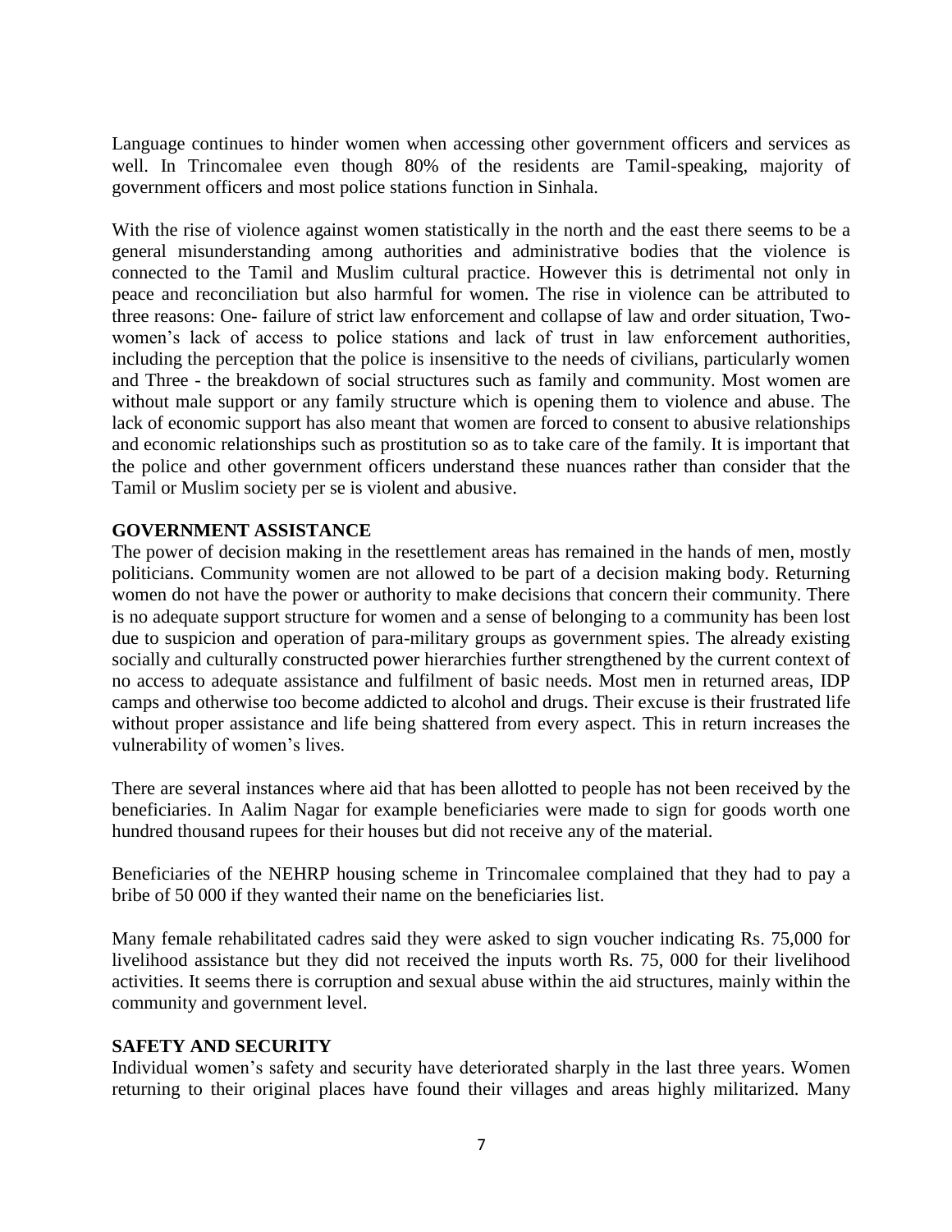Language continues to hinder women when accessing other government officers and services as well. In Trincomalee even though 80% of the residents are Tamil-speaking, majority of government officers and most police stations function in Sinhala.

With the rise of violence against women statistically in the north and the east there seems to be a general misunderstanding among authorities and administrative bodies that the violence is connected to the Tamil and Muslim cultural practice. However this is detrimental not only in peace and reconciliation but also harmful for women. The rise in violence can be attributed to three reasons: One- failure of strict law enforcement and collapse of law and order situation, Two- women's lack of access to police stations and lack of trust in law enforcement authorities, including the perception that the police is insensitive to the needs of civilians, particularly women and Three - the breakdown of social structures such as family and community. Most women are without male support or any family structure which is opening them to violence and abuse. The lack of economic support has also meant that women are forced to consent to abusive relationships and economic relationships such as prostitution so as to take care of the family. It is important that the police and other government officers understand these nuances rather than consider that the Tamil or Muslim society per se is violent and abusive.

**GOVERNMENT ASSISTANCE**

The power of decision making in the resettlement areas has remained in the hands of men, mostly politicians. Community women are not allowed to be part of a decision making body. Returning women do not have the power or authority to make decisions that concern their community. There is no adequate support structure for women and a sense of belonging to a community has been lost due to suspicion and operation of para-military groups as government spies. The already existing socially and culturally constructed power hierarchies further strengthened by the current context of no access to adequate assistance and fulfilment of basic needs. Most men in returned areas, IDP camps and otherwise too become addicted to alcohol and drugs. Their excuse is their frustrated life without proper assistance and life being shattered from every aspect. This in return increases the vulnerability of women's lives.

There are several instances where aid that has been allotted to people has not been received by the beneficiaries. In Aalim Nagar for example beneficiaries were made to sign for goods worth one hundred thousand rupees for their houses but did not receive any of the material.

Beneficiaries of the NEHRP housing scheme in Trincomalee complained that they had to pay a bribe of 50 000 if they wanted their name on the beneficiaries list.

Many female rehabilitated cadres said they were asked to sign voucher indicating Rs. 75,000 for livelihood assistance but they did not received the inputs worth Rs. 75, 000 for their livelihood activities. It seems there is corruption and sexual abuse within the aid structures, mainly within the community and government level.

**SAFETY AND SECURITY**

Individual women's safety and security have deteriorated sharply in the last three years. Women returning to their original places have found their villages and areas highly militarized. Many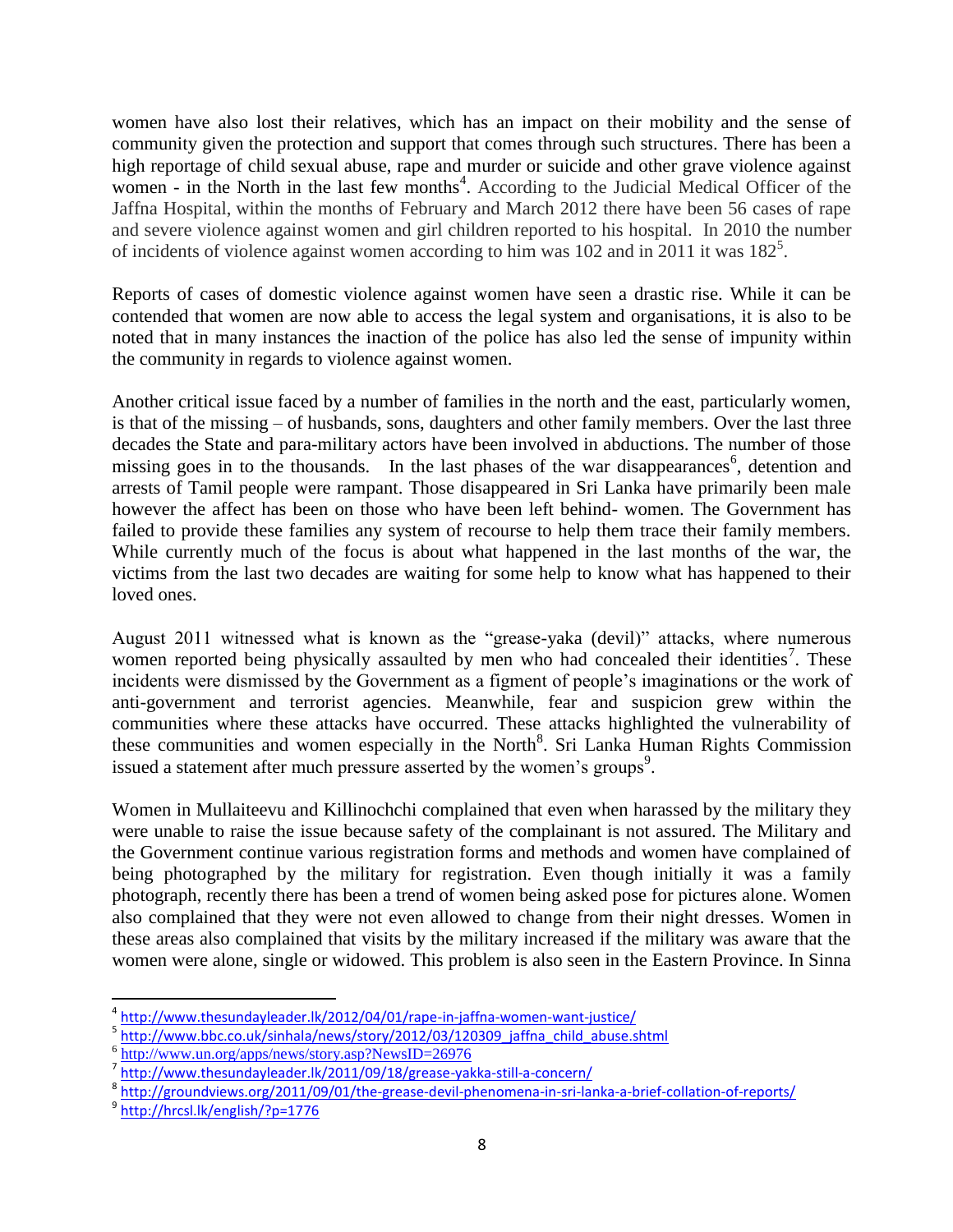women have also lost their relatives, which has an impact on their mobility and the sense of community given the protection and support that comes through such structures. There has been a high reportage of child sexual abuse, rape and murder or suicide and other grave violence against women - in the North in the last few months[4]. According to the Judicial Medical Officer of the Jaffna Hospital, within the months of February and March 2012 there have been 56 cases of rape and severe violence against women and girl children reported to his hospital. In 2010 the number of incidents of violence against women according to him was 102 and in 2011 it was 182[5].

Reports of cases of domestic violence against women have seen a drastic rise. While it can be contended that women are now able to access the legal system and organisations, it is also to be noted that in many instances the inaction of the police has also led the sense of impunity within the community in regards to violence against women.

Another critical issue faced by a number of families in the north and the east, particularly women, is that of the missing – of husbands, sons, daughters and other family members. Over the last three decades the State and para-military actors have been involved in abductions. The number of those missing goes in to the thousands. In the last phases of the war disappearances[6], detention and arrests of Tamil people were rampant. Those disappeared in Sri Lanka have primarily been male however the affect has been on those who have been left behind- women. The Government has failed to provide these families any system of recourse to help them trace their family members. While currently much of the focus is about what happened in the last months of the war, the victims from the last two decades are waiting for some help to know what has happened to their loved ones.

August 2011 witnessed what is known as the "grease-yaka (devil)" attacks, where numerous women reported being physically assaulted by men who had concealed their identities[7]. These incidents were dismissed by the Government as a figment of people's imaginations or the work of anti-government and terrorist agencies. Meanwhile, fear and suspicion grew within the communities where these attacks have occurred. These attacks highlighted the vulnerability of these communities and women especially in the North[8]. Sri Lanka Human Rights Commission issued a statement after much pressure asserted by the women's groups[9].

Women in Mullaiteevu and Killinochchi complained that even when harassed by the military they were unable to raise the issue because safety of the complainant is not assured. The Military and the Government continue various registration forms and methods and women have complained of being photographed by the military for registration. Even though initially it was a family photograph, recently there has been a trend of women being asked pose for pictures alone. Women also complained that they were not even allowed to change from their night dresses. Women in these areas also complained that visits by the military increased if the military was aware that the women were alone, single or widowed. This problem is also seen in the Eastern Province. In Sinna

---

[4] http://www.thesundayleader.lk/2012/04/01/rape-in-jaffna-women-want-justice/

[5] http://www.bbc.co.uk/sinhala/news/story/2012/03/120309_jaffna_child_abuse.shtml

[6] http://www.un.org/apps/news/story.asp?NewsID=26976

[7] http://www.thesundayleader.lk/2011/09/18/grease-yakka-still-a-concern/

[8] http://groundviews.org/2011/09/01/the-grease-devil-phenomena-in-sri-lanka-a-brief-collation-of-reports/

[9] http://hrcsl.lk/english/?p=1776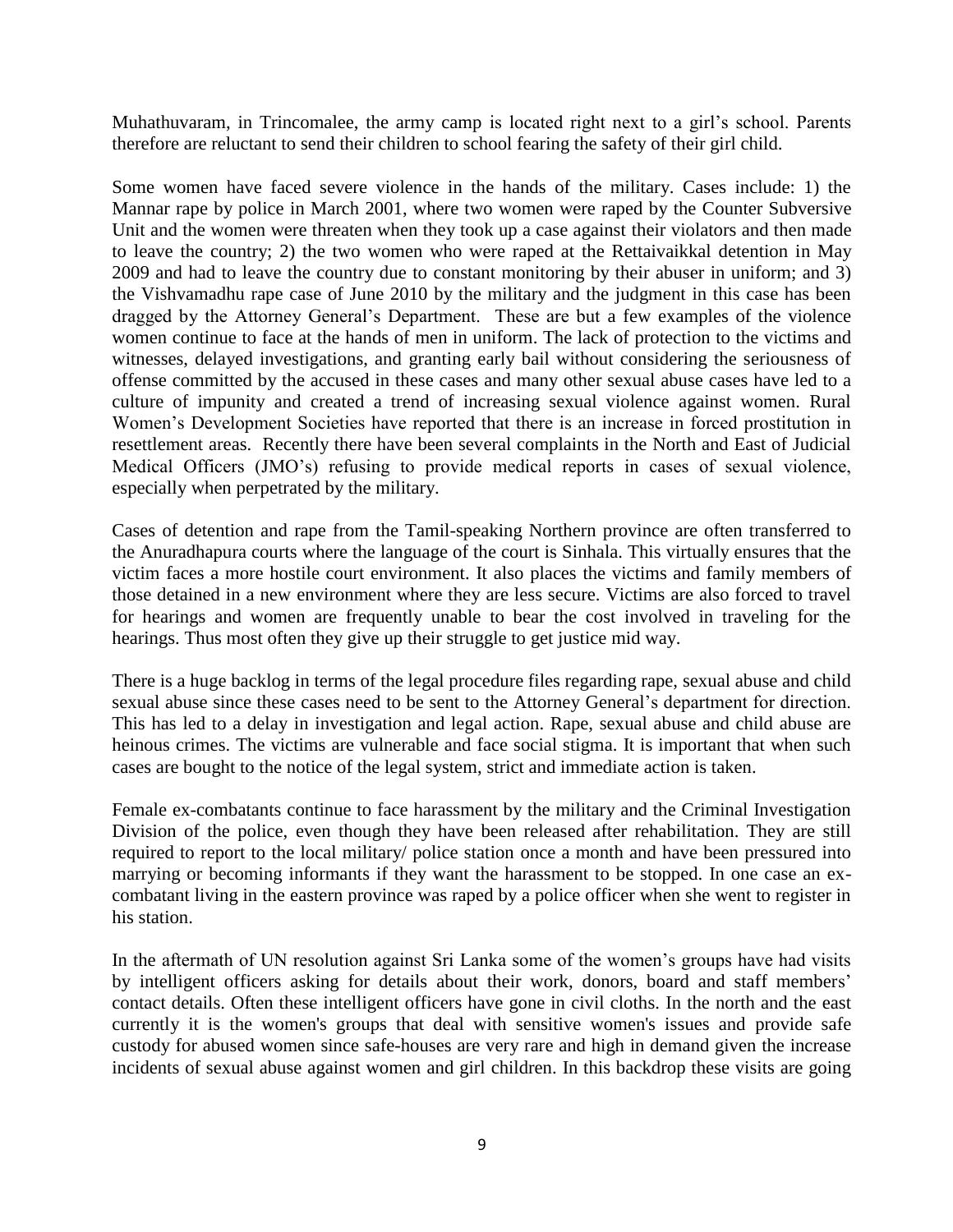Muhathuvaram, in Trincomalee, the army camp is located right next to a girl's school. Parents therefore are reluctant to send their children to school fearing the safety of their girl child.

Some women have faced severe violence in the hands of the military. Cases include: 1) the Mannar rape by police in March 2001, where two women were raped by the Counter Subversive Unit and the women were threaten when they took up a case against their violators and then made to leave the country; 2) the two women who were raped at the Rettaivaikkal detention in May 2009 and had to leave the country due to constant monitoring by their abuser in uniform; and 3) the Vishvamadhu rape case of June 2010 by the military and the judgment in this case has been dragged by the Attorney General's Department. These are but a few examples of the violence women continue to face at the hands of men in uniform. The lack of protection to the victims and witnesses, delayed investigations, and granting early bail without considering the seriousness of offense committed by the accused in these cases and many other sexual abuse cases have led to a culture of impunity and created a trend of increasing sexual violence against women. Rural Women's Development Societies have reported that there is an increase in forced prostitution in resettlement areas. Recently there have been several complaints in the North and East of Judicial Medical Officers (JMO's) refusing to provide medical reports in cases of sexual violence, especially when perpetrated by the military.

Cases of detention and rape from the Tamil-speaking Northern province are often transferred to the Anuradhapura courts where the language of the court is Sinhala. This virtually ensures that the victim faces a more hostile court environment. It also places the victims and family members of those detained in a new environment where they are less secure. Victims are also forced to travel for hearings and women are frequently unable to bear the cost involved in traveling for the hearings. Thus most often they give up their struggle to get justice mid way.

There is a huge backlog in terms of the legal procedure files regarding rape, sexual abuse and child sexual abuse since these cases need to be sent to the Attorney General's department for direction. This has led to a delay in investigation and legal action. Rape, sexual abuse and child abuse are heinous crimes. The victims are vulnerable and face social stigma. It is important that when such cases are bought to the notice of the legal system, strict and immediate action is taken.

Female ex-combatants continue to face harassment by the military and the Criminal Investigation Division of the police, even though they have been released after rehabilitation. They are still required to report to the local military/ police station once a month and have been pressured into marrying or becoming informants if they want the harassment to be stopped. In one case an ex-combatant living in the eastern province was raped by a police officer when she went to register in his station.

In the aftermath of UN resolution against Sri Lanka some of the women's groups have had visits by intelligent officers asking for details about their work, donors, board and staff members' contact details. Often these intelligent officers have gone in civil cloths. In the north and the east currently it is the women's groups that deal with sensitive women's issues and provide safe custody for abused women since safe-houses are very rare and high in demand given the increase incidents of sexual abuse against women and girl children. In this backdrop these visits are going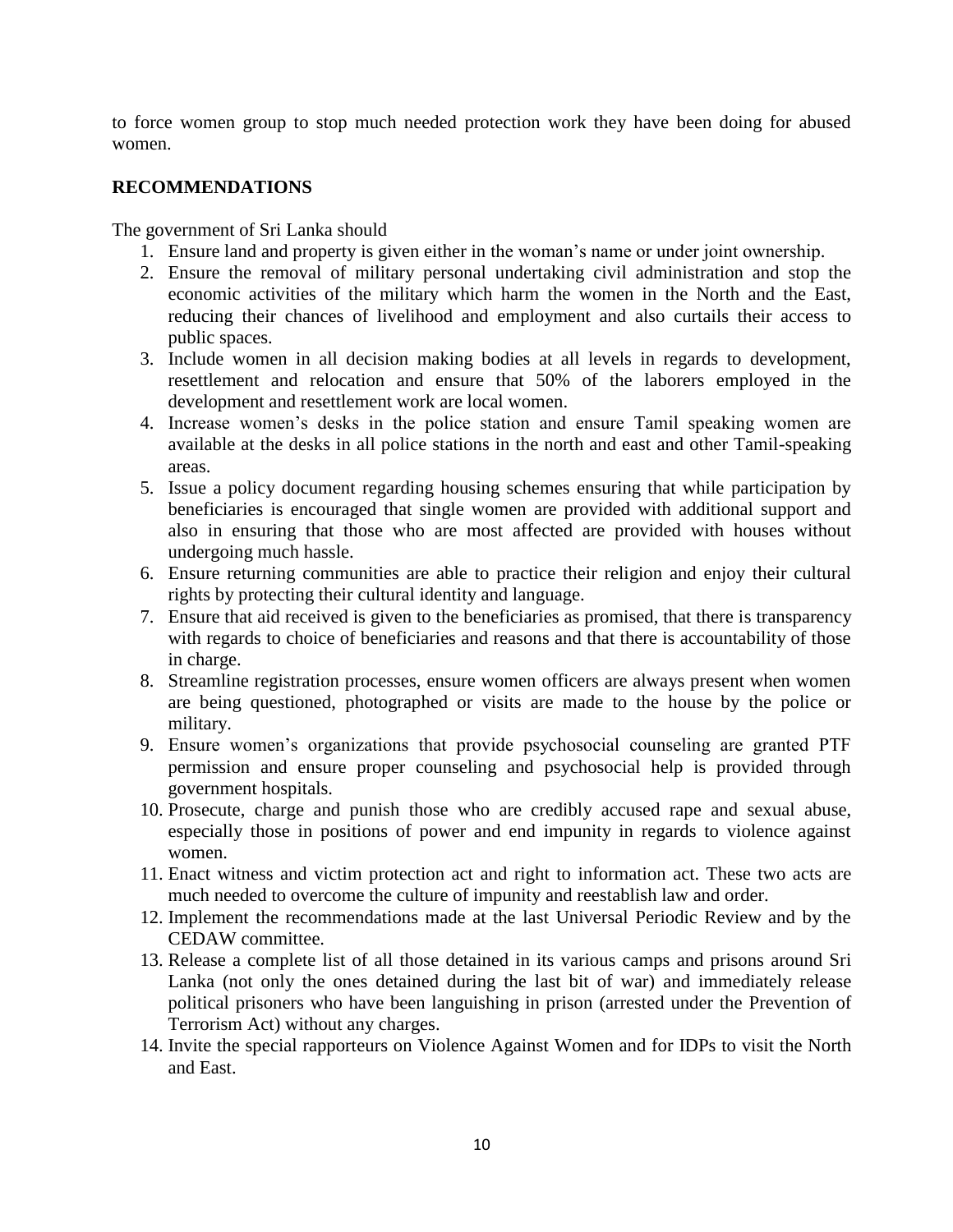to force women group to stop much needed protection work they have been doing for abused women.

**RECOMMENDATIONS**

The government of Sri Lanka should

1. Ensure land and property is given either in the woman's name or under joint ownership.
2. Ensure the removal of military personal undertaking civil administration and stop the economic activities of the military which harm the women in the North and the East, reducing their chances of livelihood and employment and also curtails their access to public spaces.
3. Include women in all decision making bodies at all levels in regards to development, resettlement and relocation and ensure that 50% of the laborers employed in the development and resettlement work are local women.
4. Increase women's desks in the police station and ensure Tamil speaking women are available at the desks in all police stations in the north and east and other Tamil-speaking areas.
5. Issue a policy document regarding housing schemes ensuring that while participation by beneficiaries is encouraged that single women are provided with additional support and also in ensuring that those who are most affected are provided with houses without undergoing much hassle.
6. Ensure returning communities are able to practice their religion and enjoy their cultural rights by protecting their cultural identity and language.
7. Ensure that aid received is given to the beneficiaries as promised, that there is transparency with regards to choice of beneficiaries and reasons and that there is accountability of those in charge.
8. Streamline registration processes, ensure women officers are always present when women are being questioned, photographed or visits are made to the house by the police or military.
9. Ensure women's organizations that provide psychosocial counseling are granted PTF permission and ensure proper counseling and psychosocial help is provided through government hospitals.
10. Prosecute, charge and punish those who are credibly accused rape and sexual abuse, especially those in positions of power and end impunity in regards to violence against women.
11. Enact witness and victim protection act and right to information act. These two acts are much needed to overcome the culture of impunity and reestablish law and order.
12. Implement the recommendations made at the last Universal Periodic Review and by the CEDAW committee.
13. Release a complete list of all those detained in its various camps and prisons around Sri Lanka (not only the ones detained during the last bit of war) and immediately release political prisoners who have been languishing in prison (arrested under the Prevention of Terrorism Act) without any charges.
14. Invite the special rapporteurs on Violence Against Women and for IDPs to visit the North and East.